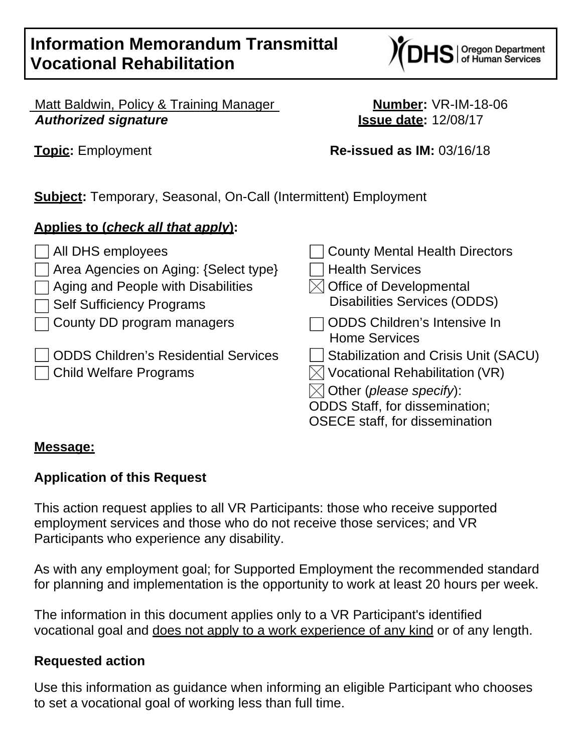# Information Memorandum Transmittal Vocational Rehabilitation

DHS | Oregon Department of Human Services

Matt Baldwin, Policy & Training Manager
***Authorized signature***

**Number:** VR-IM-18-06
**Issue date:** 12/08/17

**Topic:** Employment

**Re-issued as IM:** 03/16/18

**Subject:** Temporary, Seasonal, On-Call (Intermittent) Employment

**Applies to (*check all that apply*):**

- ☐ All DHS employees
- ☐ Area Agencies on Aging: {Select type}
- ☐ Aging and People with Disabilities
- ☐ Self Sufficiency Programs
- ☐ County DD program managers
- ☐ ODDS Children's Residential Services
- ☐ Child Welfare Programs
- ☐ County Mental Health Directors
- ☐ Health Services
- ☒ Office of Developmental Disabilities Services (ODDS)
- ☐ ODDS Children's Intensive In Home Services
- ☐ Stabilization and Crisis Unit (SACU)
- ☒ Vocational Rehabilitation (VR)
- ☒ Other (*please specify*): ODDS Staff, for dissemination; OSECE staff, for dissemination

**Message:**

**Application of this Request**

This action request applies to all VR Participants: those who receive supported employment services and those who do not receive those services; and VR Participants who experience any disability.

As with any employment goal; for Supported Employment the recommended standard for planning and implementation is the opportunity to work at least 20 hours per week.

The information in this document applies only to a VR Participant's identified vocational goal and does not apply to a work experience of any kind or of any length.

**Requested action**

Use this information as guidance when informing an eligible Participant who chooses to set a vocational goal of working less than full time.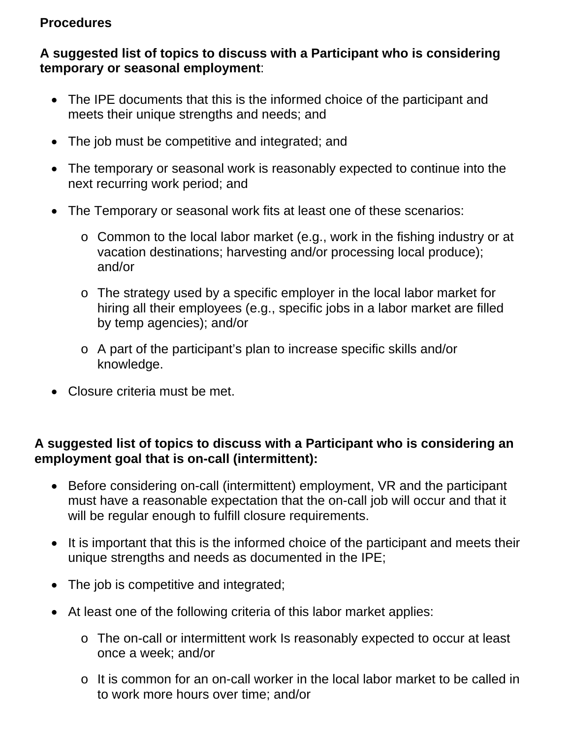**Procedures**

**A suggested list of topics to discuss with a Participant who is considering temporary or seasonal employment**:

- The IPE documents that this is the informed choice of the participant and meets their unique strengths and needs; and
- The job must be competitive and integrated; and
- The temporary or seasonal work is reasonably expected to continue into the next recurring work period; and
- The Temporary or seasonal work fits at least one of these scenarios:
  - Common to the local labor market (e.g., work in the fishing industry or at vacation destinations; harvesting and/or processing local produce); and/or
  - The strategy used by a specific employer in the local labor market for hiring all their employees (e.g., specific jobs in a labor market are filled by temp agencies); and/or
  - A part of the participant's plan to increase specific skills and/or knowledge.
- Closure criteria must be met.

**A suggested list of topics to discuss with a Participant who is considering an employment goal that is on-call (intermittent):**

- Before considering on-call (intermittent) employment, VR and the participant must have a reasonable expectation that the on-call job will occur and that it will be regular enough to fulfill closure requirements.
- It is important that this is the informed choice of the participant and meets their unique strengths and needs as documented in the IPE;
- The job is competitive and integrated;
- At least one of the following criteria of this labor market applies:
  - The on-call or intermittent work Is reasonably expected to occur at least once a week; and/or
  - It is common for an on-call worker in the local labor market to be called in to work more hours over time; and/or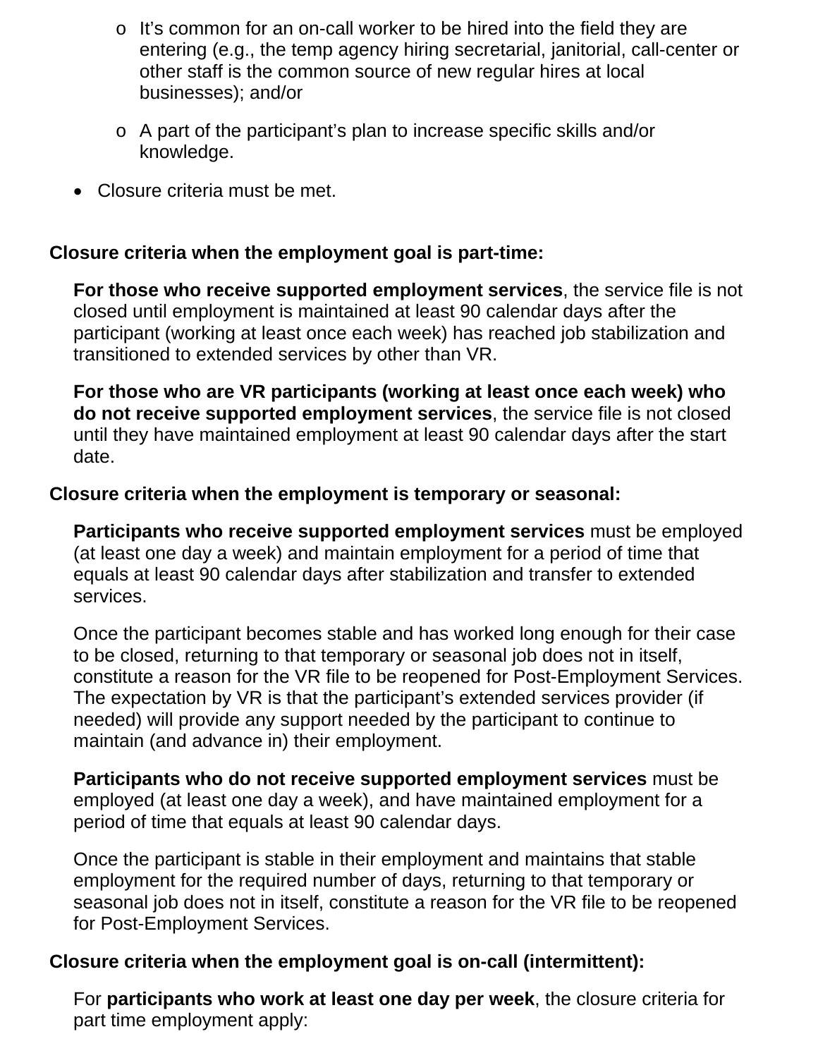- It’s common for an on-call worker to be hired into the field they are entering (e.g., the temp agency hiring secretarial, janitorial, call-center or other staff is the common source of new regular hires at local businesses); and/or

  - A part of the participant’s plan to increase specific skills and/or knowledge.

- Closure criteria must be met.

**Closure criteria when the employment goal is part-time:**

**For those who receive supported employment services**, the service file is not closed until employment is maintained at least 90 calendar days after the participant (working at least once each week) has reached job stabilization and transitioned to extended services by other than VR.

**For those who are VR participants (working at least once each week) who do not receive supported employment services**, the service file is not closed until they have maintained employment at least 90 calendar days after the start date.

**Closure criteria when the employment is temporary or seasonal:**

**Participants who receive supported employment services** must be employed (at least one day a week) and maintain employment for a period of time that equals at least 90 calendar days after stabilization and transfer to extended services.

Once the participant becomes stable and has worked long enough for their case to be closed, returning to that temporary or seasonal job does not in itself, constitute a reason for the VR file to be reopened for Post-Employment Services. The expectation by VR is that the participant’s extended services provider (if needed) will provide any support needed by the participant to continue to maintain (and advance in) their employment.

**Participants who do not receive supported employment services** must be employed (at least one day a week), and have maintained employment for a period of time that equals at least 90 calendar days.

Once the participant is stable in their employment and maintains that stable employment for the required number of days, returning to that temporary or seasonal job does not in itself, constitute a reason for the VR file to be reopened for Post-Employment Services.

**Closure criteria when the employment goal is on-call (intermittent):**

For **participants who work at least one day per week**, the closure criteria for part time employment apply: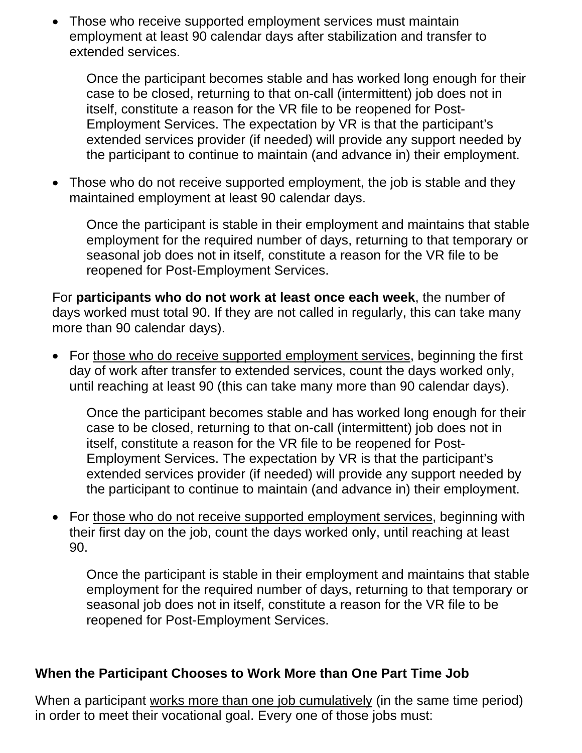- Those who receive supported employment services must maintain employment at least 90 calendar days after stabilization and transfer to extended services.

  Once the participant becomes stable and has worked long enough for their case to be closed, returning to that on-call (intermittent) job does not in itself, constitute a reason for the VR file to be reopened for Post-Employment Services. The expectation by VR is that the participant's extended services provider (if needed) will provide any support needed by the participant to continue to maintain (and advance in) their employment.

- Those who do not receive supported employment, the job is stable and they maintained employment at least 90 calendar days.

  Once the participant is stable in their employment and maintains that stable employment for the required number of days, returning to that temporary or seasonal job does not in itself, constitute a reason for the VR file to be reopened for Post-Employment Services.

For **participants who do not work at least once each week**, the number of days worked must total 90. If they are not called in regularly, this can take many more than 90 calendar days).

- For <u>those who do receive supported employment services</u>, beginning the first day of work after transfer to extended services, count the days worked only, until reaching at least 90 (this can take many more than 90 calendar days).

  Once the participant becomes stable and has worked long enough for their case to be closed, returning to that on-call (intermittent) job does not in itself, constitute a reason for the VR file to be reopened for Post-Employment Services. The expectation by VR is that the participant's extended services provider (if needed) will provide any support needed by the participant to continue to maintain (and advance in) their employment.

- For <u>those who do not receive supported employment services</u>, beginning with their first day on the job, count the days worked only, until reaching at least 90.

  Once the participant is stable in their employment and maintains that stable employment for the required number of days, returning to that temporary or seasonal job does not in itself, constitute a reason for the VR file to be reopened for Post-Employment Services.

**When the Participant Chooses to Work More than One Part Time Job**

When a participant <u>works more than one job cumulatively</u> (in the same time period) in order to meet their vocational goal. Every one of those jobs must: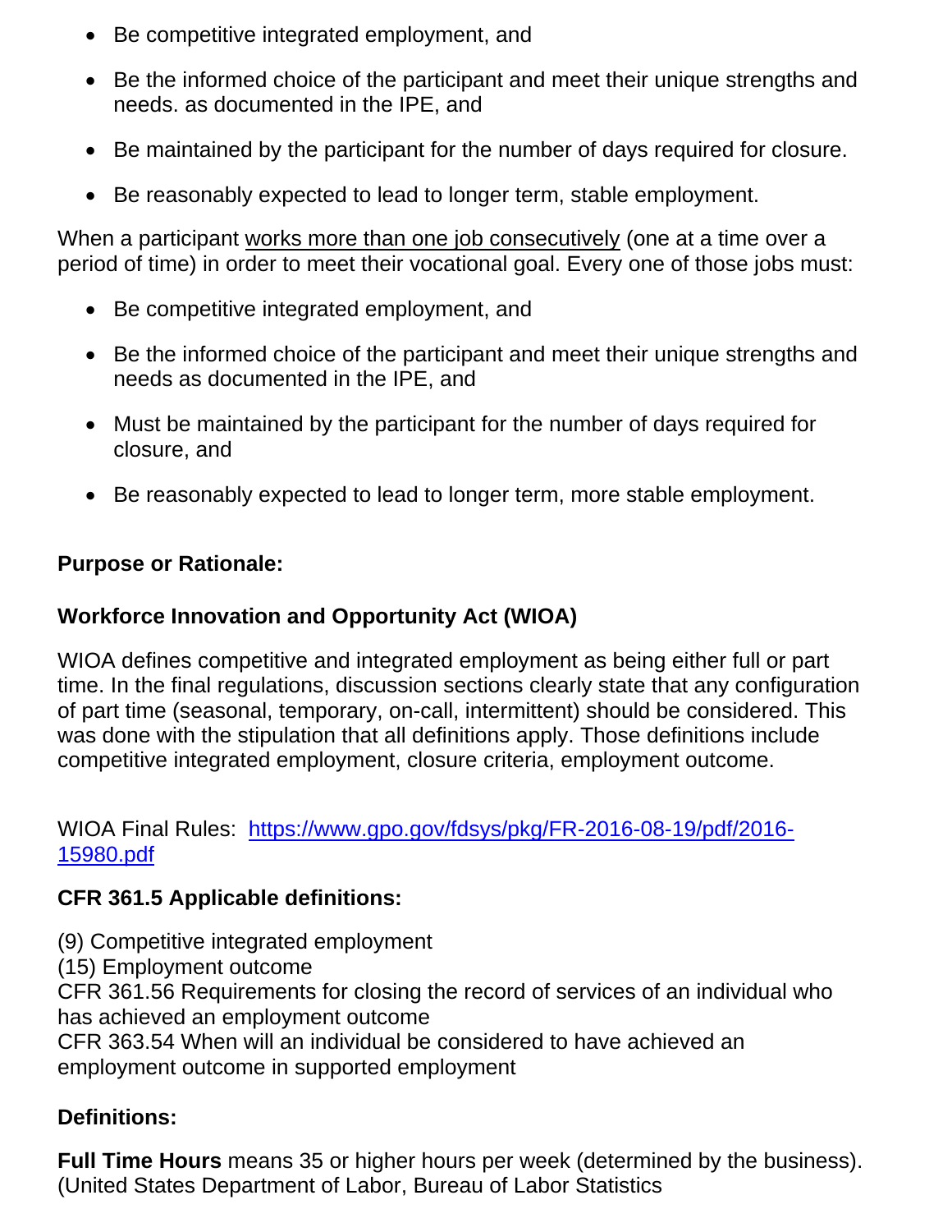- Be competitive integrated employment, and
- Be the informed choice of the participant and meet their unique strengths and needs. as documented in the IPE, and
- Be maintained by the participant for the number of days required for closure.
- Be reasonably expected to lead to longer term, stable employment.

When a participant <u>works more than one job consecutively</u> (one at a time over a period of time) in order to meet their vocational goal. Every one of those jobs must:

- Be competitive integrated employment, and
- Be the informed choice of the participant and meet their unique strengths and needs as documented in the IPE, and
- Must be maintained by the participant for the number of days required for closure, and
- Be reasonably expected to lead to longer term, more stable employment.

**Purpose or Rationale:**

**Workforce Innovation and Opportunity Act (WIOA)**

WIOA defines competitive and integrated employment as being either full or part time. In the final regulations, discussion sections clearly state that any configuration of part time (seasonal, temporary, on-call, intermittent) should be considered. This was done with the stipulation that all definitions apply. Those definitions include competitive integrated employment, closure criteria, employment outcome.

WIOA Final Rules: [https://www.gpo.gov/fdsys/pkg/FR-2016-08-19/pdf/2016-15980.pdf](https://www.gpo.gov/fdsys/pkg/FR-2016-08-19/pdf/2016-15980.pdf)

**CFR 361.5 Applicable definitions:**

(9) Competitive integrated employment
(15) Employment outcome
CFR 361.56 Requirements for closing the record of services of an individual who has achieved an employment outcome
CFR 363.54 When will an individual be considered to have achieved an employment outcome in supported employment

**Definitions:**

**Full Time Hours** means 35 or higher hours per week (determined by the business). (United States Department of Labor, Bureau of Labor Statistics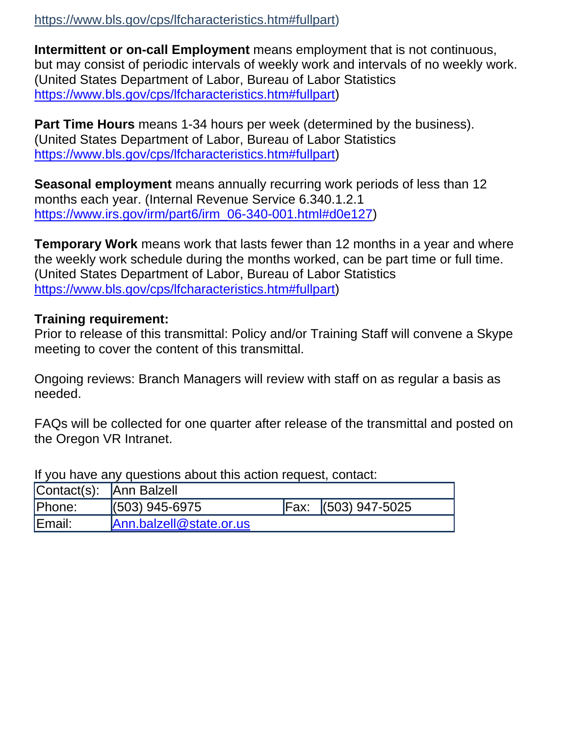https://www.bls.gov/cps/lfcharacteristics.htm#fullpart)

**Intermittent or on-call Employment** means employment that is not continuous, but may consist of periodic intervals of weekly work and intervals of no weekly work. (United States Department of Labor, Bureau of Labor Statistics https://www.bls.gov/cps/lfcharacteristics.htm#fullpart)

**Part Time Hours** means 1-34 hours per week (determined by the business). (United States Department of Labor, Bureau of Labor Statistics https://www.bls.gov/cps/lfcharacteristics.htm#fullpart)

**Seasonal employment** means annually recurring work periods of less than 12 months each year. (Internal Revenue Service 6.340.1.2.1 https://www.irs.gov/irm/part6/irm_06-340-001.html#d0e127)

**Temporary Work** means work that lasts fewer than 12 months in a year and where the weekly work schedule during the months worked, can be part time or full time. (United States Department of Labor, Bureau of Labor Statistics https://www.bls.gov/cps/lfcharacteristics.htm#fullpart)

**Training requirement:**
Prior to release of this transmittal: Policy and/or Training Staff will convene a Skype meeting to cover the content of this transmittal.

Ongoing reviews: Branch Managers will review with staff on as regular a basis as needed.

FAQs will be collected for one quarter after release of the transmittal and posted on the Oregon VR Intranet.

If you have any questions about this action request, contact:

| | | | |
|---|---|---|---|
| Contact(s): | Ann Balzell | | |
| Phone: | (503) 945-6975 | Fax: | (503) 947-5025 |
| Email: | Ann.balzell@state.or.us | | |